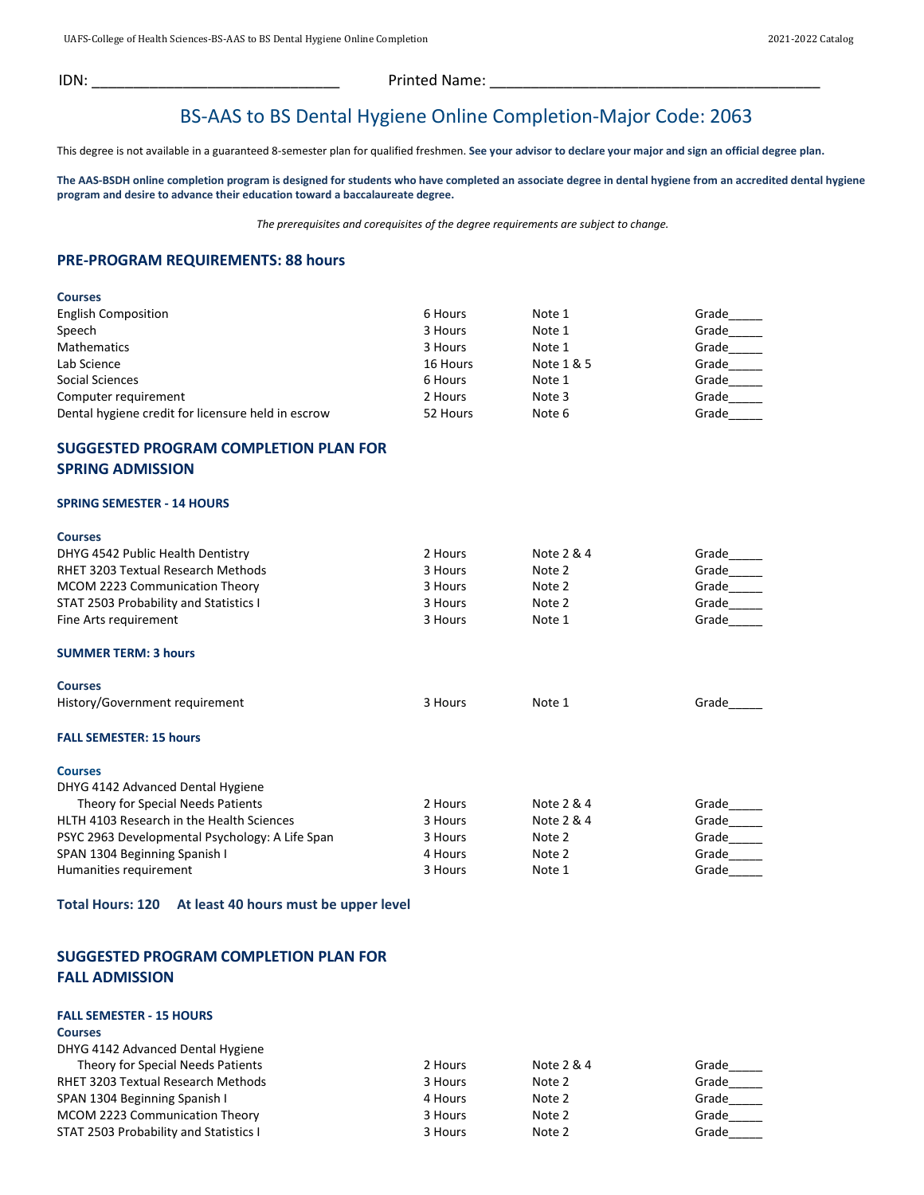IDN: _______________________________ Printed Name: __________________________________________

# BS-AAS to BS Dental Hygiene Online Completion-Major Code: 2063

This degree is not available in a guaranteed 8-semester plan for qualified freshmen. **See your advisor to declare your major and sign an official degree plan.**

**The AAS-BSDH online completion program is designed for students who have completed an associate degree in dental hygiene from an accredited dental hygiene program and desire to advance their education toward a baccalaureate degree.**

*The prerequisites and corequisites of the degree requirements are subject to change.*

## PRE-PROGRAM REQUIREMENTS: 88 hours

| Courses | | | |
|---|---|---|---|
| English Composition | 6 Hours | Note 1 | Grade_____ |
| Speech | 3 Hours | Note 1 | Grade_____ |
| Mathematics | 3 Hours | Note 1 | Grade_____ |
| Lab Science | 16 Hours | Note 1 & 5 | Grade_____ |
| Social Sciences | 6 Hours | Note 1 | Grade_____ |
| Computer requirement | 2 Hours | Note 3 | Grade_____ |
| Dental hygiene credit for licensure held in escrow | 52 Hours | Note 6 | Grade_____ |

## SUGGESTED PROGRAM COMPLETION PLAN FOR SPRING ADMISSION

### SPRING SEMESTER - 14 HOURS

| Courses | | | |
|---|---|---|---|
| DHYG 4542 Public Health Dentistry | 2 Hours | Note 2 & 4 | Grade_____ |
| RHET 3203 Textual Research Methods | 3 Hours | Note 2 | Grade_____ |
| MCOM 2223 Communication Theory | 3 Hours | Note 2 | Grade_____ |
| STAT 2503 Probability and Statistics I | 3 Hours | Note 2 | Grade_____ |
| Fine Arts requirement | 3 Hours | Note 1 | Grade_____ |

### SUMMER TERM: 3 hours

| Courses | | | |
|---|---|---|---|
| History/Government requirement | 3 Hours | Note 1 | Grade_____ |

### FALL SEMESTER: 15 hours

| Courses | | | |
|---|---|---|---|
| DHYG 4142 Advanced Dental Hygiene Theory for Special Needs Patients | 2 Hours | Note 2 & 4 | Grade_____ |
| HLTH 4103 Research in the Health Sciences | 3 Hours | Note 2 & 4 | Grade_____ |
| PSYC 2963 Developmental Psychology: A Life Span | 3 Hours | Note 2 | Grade_____ |
| SPAN 1304 Beginning Spanish I | 4 Hours | Note 2 | Grade_____ |
| Humanities requirement | 3 Hours | Note 1 | Grade_____ |

**Total Hours: 120 At least 40 hours must be upper level**

## SUGGESTED PROGRAM COMPLETION PLAN FOR FALL ADMISSION

### FALL SEMESTER - 15 HOURS

| Courses | | | |
|---|---|---|---|
| DHYG 4142 Advanced Dental Hygiene Theory for Special Needs Patients | 2 Hours | Note 2 & 4 | Grade_____ |
| RHET 3203 Textual Research Methods | 3 Hours | Note 2 | Grade_____ |
| SPAN 1304 Beginning Spanish I | 4 Hours | Note 2 | Grade_____ |
| MCOM 2223 Communication Theory | 3 Hours | Note 2 | Grade_____ |
| STAT 2503 Probability and Statistics I | 3 Hours | Note 2 | Grade_____ |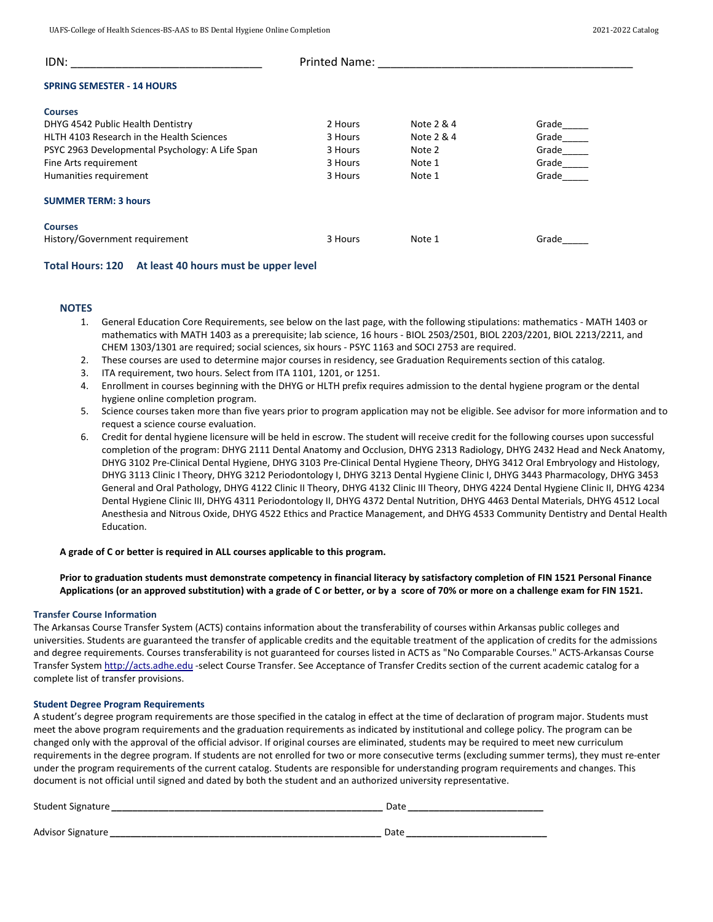IDN: ______________________________ Printed Name: ________________________________________

### SPRING SEMESTER - 14 HOURS

| Courses | | | |
|---|---|---|---|
| DHYG 4542 Public Health Dentistry | 2 Hours | Note 2 & 4 | Grade_____ |
| HLTH 4103 Research in the Health Sciences | 3 Hours | Note 2 & 4 | Grade_____ |
| PSYC 2963 Developmental Psychology: A Life Span | 3 Hours | Note 2 | Grade_____ |
| Fine Arts requirement | 3 Hours | Note 1 | Grade_____ |
| Humanities requirement | 3 Hours | Note 1 | Grade_____ |

### SUMMER TERM: 3 hours

| Courses | | | |
|---|---|---|---|
| History/Government requirement | 3 Hours | Note 1 | Grade_____ |

**Total Hours: 120 At least 40 hours must be upper level**

### NOTES

1. General Education Core Requirements, see below on the last page, with the following stipulations: mathematics - MATH 1403 or mathematics with MATH 1403 as a prerequisite; lab science, 16 hours - BIOL 2503/2501, BIOL 2203/2201, BIOL 2213/2211, and CHEM 1303/1301 are required; social sciences, six hours - PSYC 1163 and SOCI 2753 are required.
2. These courses are used to determine major courses in residency, see Graduation Requirements section of this catalog.
3. ITA requirement, two hours. Select from ITA 1101, 1201, or 1251.
4. Enrollment in courses beginning with the DHYG or HLTH prefix requires admission to the dental hygiene program or the dental hygiene online completion program.
5. Science courses taken more than five years prior to program application may not be eligible. See advisor for more information and to request a science course evaluation.
6. Credit for dental hygiene licensure will be held in escrow. The student will receive credit for the following courses upon successful completion of the program: DHYG 2111 Dental Anatomy and Occlusion, DHYG 2313 Radiology, DHYG 2432 Head and Neck Anatomy, DHYG 3102 Pre-Clinical Dental Hygiene, DHYG 3103 Pre-Clinical Dental Hygiene Theory, DHYG 3412 Oral Embryology and Histology, DHYG 3113 Clinic I Theory, DHYG 3212 Periodontology I, DHYG 3213 Dental Hygiene Clinic I, DHYG 3443 Pharmacology, DHYG 3453 General and Oral Pathology, DHYG 4122 Clinic II Theory, DHYG 4132 Clinic III Theory, DHYG 4224 Dental Hygiene Clinic II, DHYG 4234 Dental Hygiene Clinic III, DHYG 4311 Periodontology II, DHYG 4372 Dental Nutrition, DHYG 4463 Dental Materials, DHYG 4512 Local Anesthesia and Nitrous Oxide, DHYG 4522 Ethics and Practice Management, and DHYG 4533 Community Dentistry and Dental Health Education.

**A grade of C or better is required in ALL courses applicable to this program.**

**Prior to graduation students must demonstrate competency in financial literacy by satisfactory completion of FIN 1521 Personal Finance Applications (or an approved substitution) with a grade of C or better, or by a score of 70% or more on a challenge exam for FIN 1521.**

#### Transfer Course Information

The Arkansas Course Transfer System (ACTS) contains information about the transferability of courses within Arkansas public colleges and universities. Students are guaranteed the transfer of applicable credits and the equitable treatment of the application of credits for the admissions and degree requirements. Courses transferability is not guaranteed for courses listed in ACTS as "No Comparable Courses." ACTS-Arkansas Course Transfer System http://acts.adhe.edu -select Course Transfer. See Acceptance of Transfer Credits section of the current academic catalog for a complete list of transfer provisions.

#### Student Degree Program Requirements

A student's degree program requirements are those specified in the catalog in effect at the time of declaration of program major. Students must meet the above program requirements and the graduation requirements as indicated by institutional and college policy. The program can be changed only with the approval of the official advisor. If original courses are eliminated, students may be required to meet new curriculum requirements in the degree program. If students are not enrolled for two or more consecutive terms (excluding summer terms), they must re-enter under the program requirements of the current catalog. Students are responsible for understanding program requirements and changes. This document is not official until signed and dated by both the student and an authorized university representative.

Student Signature ____________________________________________________ Date __________________________

Advisor Signature ____________________________________________________ Date __________________________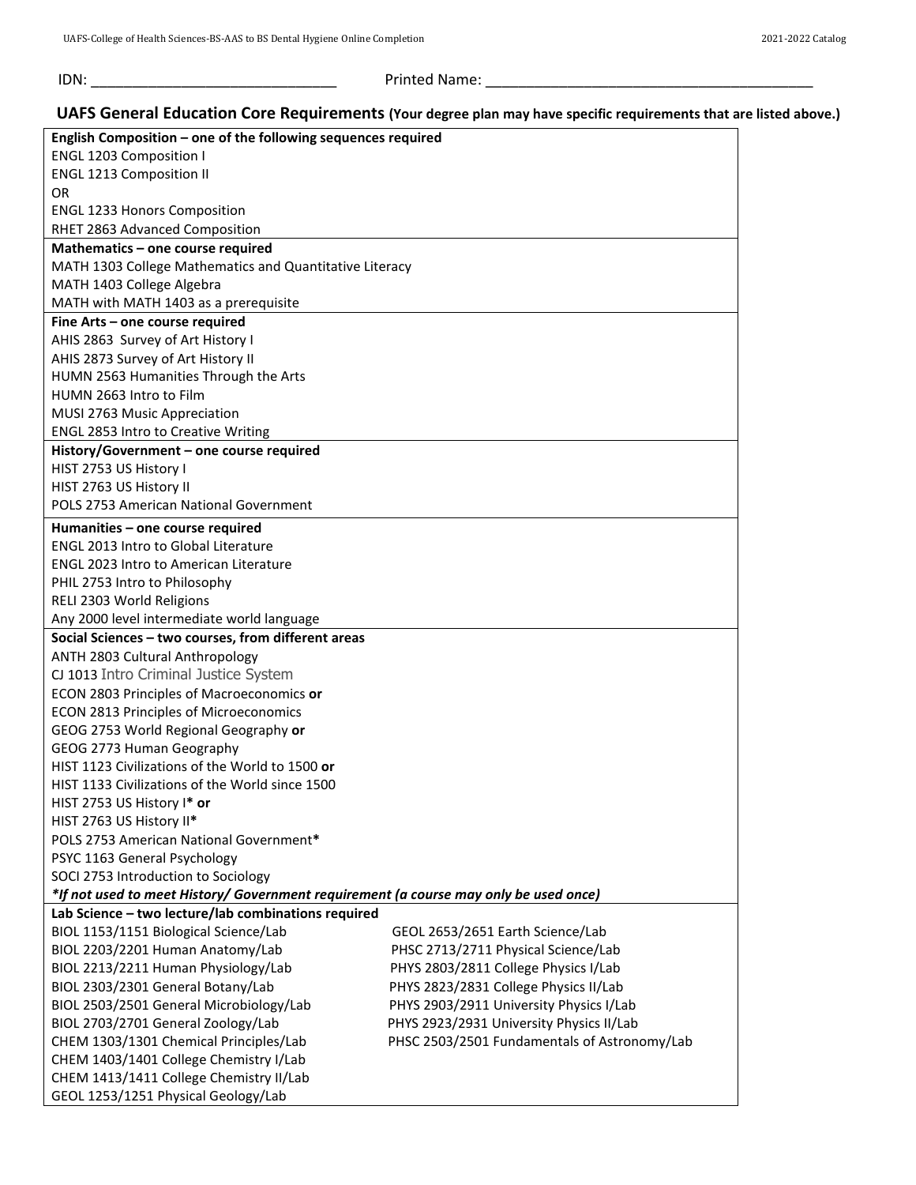IDN: ______________________________ Printed Name: ________________________________________

## UAFS General Education Core Requirements (Your degree plan may have specific requirements that are listed above.)

| | |
|---|---|
| **English Composition – one of the following sequences required** | |
| ENGL 1203 Composition I | |
| ENGL 1213 Composition II | |
| OR | |
| ENGL 1233 Honors Composition | |
| RHET 2863 Advanced Composition | |
| **Mathematics – one course required** | |
| MATH 1303 College Mathematics and Quantitative Literacy | |
| MATH 1403 College Algebra | |
| MATH with MATH 1403 as a prerequisite | |
| **Fine Arts – one course required** | |
| AHIS 2863 Survey of Art History I | |
| AHIS 2873 Survey of Art History II | |
| HUMN 2563 Humanities Through the Arts | |
| HUMN 2663 Intro to Film | |
| MUSI 2763 Music Appreciation | |
| ENGL 2853 Intro to Creative Writing | |
| **History/Government – one course required** | |
| HIST 2753 US History I | |
| HIST 2763 US History II | |
| POLS 2753 American National Government | |
| **Humanities – one course required** | |
| ENGL 2013 Intro to Global Literature | |
| ENGL 2023 Intro to American Literature | |
| PHIL 2753 Intro to Philosophy | |
| RELI 2303 World Religions | |
| Any 2000 level intermediate world language | |
| **Social Sciences – two courses, from different areas** | |
| ANTH 2803 Cultural Anthropology | |
| CJ 1013 Intro Criminal Justice System | |
| ECON 2803 Principles of Macroeconomics **or** | |
| ECON 2813 Principles of Microeconomics | |
| GEOG 2753 World Regional Geography **or** | |
| GEOG 2773 Human Geography | |
| HIST 1123 Civilizations of the World to 1500 **or** | |
| HIST 1133 Civilizations of the World since 1500 | |
| HIST 2753 US History I* **or** | |
| HIST 2763 US History II* | |
| POLS 2753 American National Government* | |
| PSYC 1163 General Psychology | |
| SOCI 2753 Introduction to Sociology | |
| ***If not used to meet History/ Government requirement (a course may only be used once)*** | |
| **Lab Science – two lecture/lab combinations required** | |
| BIOL 1153/1151 Biological Science/Lab | GEOL 2653/2651 Earth Science/Lab |
| BIOL 2203/2201 Human Anatomy/Lab | PHSC 2713/2711 Physical Science/Lab |
| BIOL 2213/2211 Human Physiology/Lab | PHYS 2803/2811 College Physics I/Lab |
| BIOL 2303/2301 General Botany/Lab | PHYS 2823/2831 College Physics II/Lab |
| BIOL 2503/2501 General Microbiology/Lab | PHYS 2903/2911 University Physics I/Lab |
| BIOL 2703/2701 General Zoology/Lab | PHYS 2923/2931 University Physics II/Lab |
| CHEM 1303/1301 Chemical Principles/Lab | PHSC 2503/2501 Fundamentals of Astronomy/Lab |
| CHEM 1403/1401 College Chemistry I/Lab | |
| CHEM 1413/1411 College Chemistry II/Lab | |
| GEOL 1253/1251 Physical Geology/Lab | |